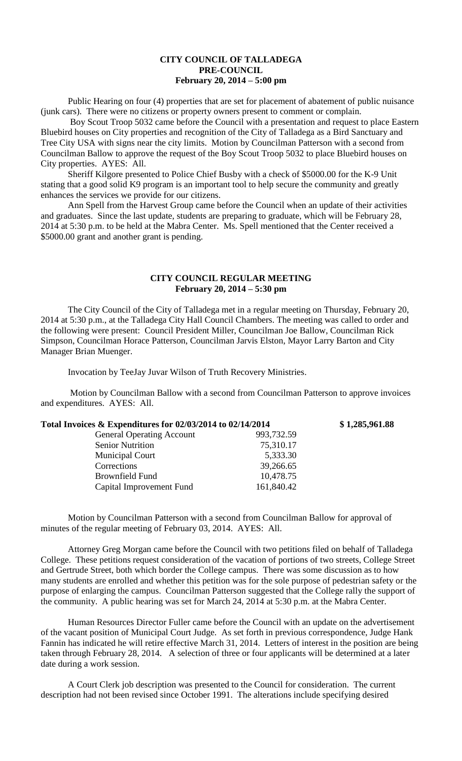# CITY COUNCIL OF TALLADEGA
## PRE-COUNCIL
## February 20, 2014 – 5:00 pm

Public Hearing on four (4) properties that are set for placement of abatement of public nuisance (junk cars). There were no citizens or property owners present to comment or complain.

Boy Scout Troop 5032 came before the Council with a presentation and request to place Eastern Bluebird houses on City properties and recognition of the City of Talladega as a Bird Sanctuary and Tree City USA with signs near the city limits. Motion by Councilman Patterson with a second from Councilman Ballow to approve the request of the Boy Scout Troop 5032 to place Bluebird houses on City properties. AYES: All.

Sheriff Kilgore presented to Police Chief Busby with a check of $5000.00 for the K-9 Unit stating that a good solid K9 program is an important tool to help secure the community and greatly enhances the services we provide for our citizens.

Ann Spell from the Harvest Group came before the Council when an update of their activities and graduates. Since the last update, students are preparing to graduate, which will be February 28, 2014 at 5:30 p.m. to be held at the Mabra Center. Ms. Spell mentioned that the Center received a $5000.00 grant and another grant is pending.

# CITY COUNCIL REGULAR MEETING
## February 20, 2014 – 5:30 pm

The City Council of the City of Talladega met in a regular meeting on Thursday, February 20, 2014 at 5:30 p.m., at the Talladega City Hall Council Chambers. The meeting was called to order and the following were present: Council President Miller, Councilman Joe Ballow, Councilman Rick Simpson, Councilman Horace Patterson, Councilman Jarvis Elston, Mayor Larry Barton and City Manager Brian Muenger.

Invocation by TeeJay Juvar Wilson of Truth Recovery Ministries.

Motion by Councilman Ballow with a second from Councilman Patterson to approve invoices and expenditures. AYES: All.

| Total Invoices & Expenditures for 02/03/2014 to 02/14/2014 | | $ 1,285,961.88 |
|---|---|---|
| General Operating Account | 993,732.59 | |
| Senior Nutrition | 75,310.17 | |
| Municipal Court | 5,333.30 | |
| Corrections | 39,266.65 | |
| Brownfield Fund | 10,478.75 | |
| Capital Improvement Fund | 161,840.42 | |

Motion by Councilman Patterson with a second from Councilman Ballow for approval of minutes of the regular meeting of February 03, 2014. AYES: All.

Attorney Greg Morgan came before the Council with two petitions filed on behalf of Talladega College. These petitions request consideration of the vacation of portions of two streets, College Street and Gertrude Street, both which border the College campus. There was some discussion as to how many students are enrolled and whether this petition was for the sole purpose of pedestrian safety or the purpose of enlarging the campus. Councilman Patterson suggested that the College rally the support of the community. A public hearing was set for March 24, 2014 at 5:30 p.m. at the Mabra Center.

Human Resources Director Fuller came before the Council with an update on the advertisement of the vacant position of Municipal Court Judge. As set forth in previous correspondence, Judge Hank Fannin has indicated he will retire effective March 31, 2014. Letters of interest in the position are being taken through February 28, 2014. A selection of three or four applicants will be determined at a later date during a work session.

A Court Clerk job description was presented to the Council for consideration. The current description had not been revised since October 1991. The alterations include specifying desired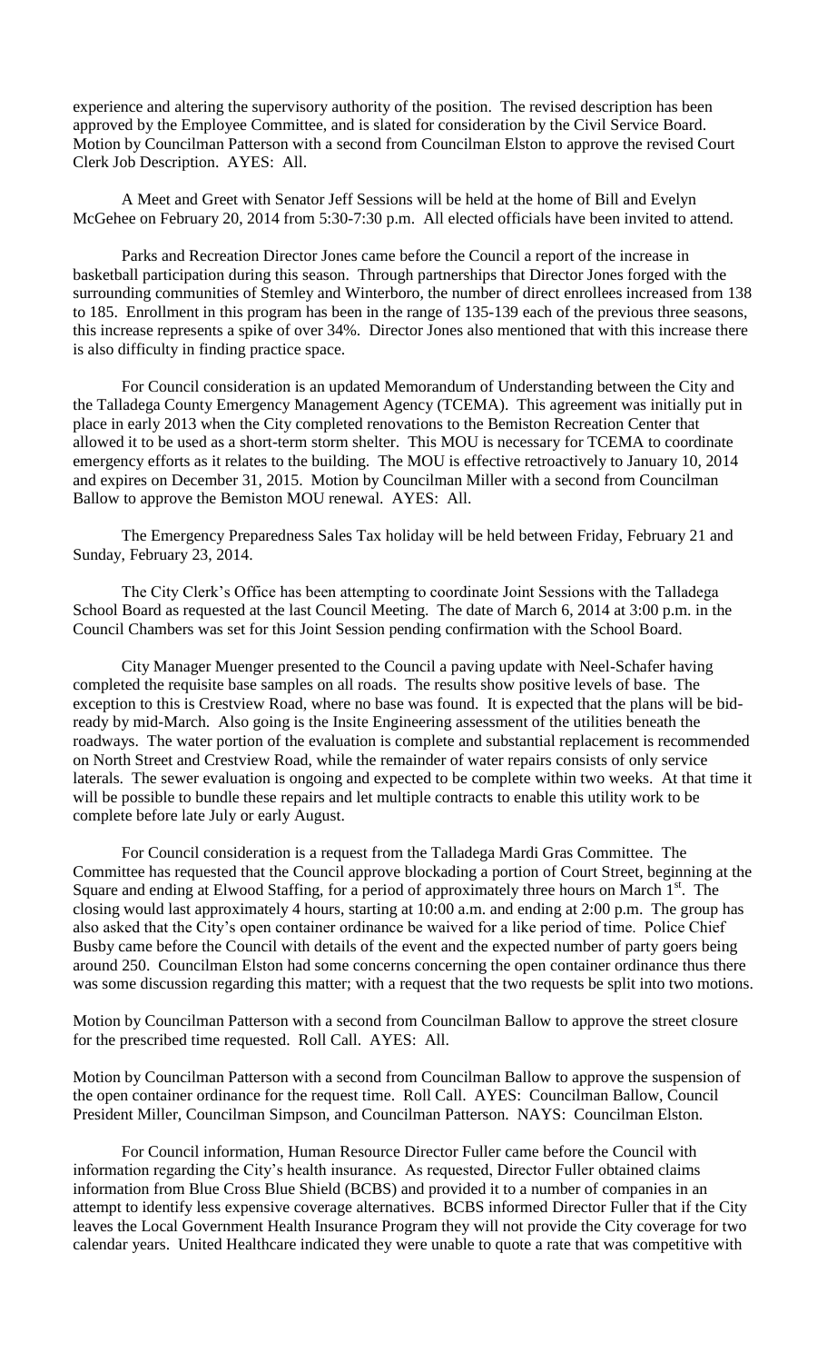experience and altering the supervisory authority of the position. The revised description has been approved by the Employee Committee, and is slated for consideration by the Civil Service Board. Motion by Councilman Patterson with a second from Councilman Elston to approve the revised Court Clerk Job Description. AYES: All.

A Meet and Greet with Senator Jeff Sessions will be held at the home of Bill and Evelyn McGehee on February 20, 2014 from 5:30-7:30 p.m. All elected officials have been invited to attend.

Parks and Recreation Director Jones came before the Council a report of the increase in basketball participation during this season. Through partnerships that Director Jones forged with the surrounding communities of Stemley and Winterboro, the number of direct enrollees increased from 138 to 185. Enrollment in this program has been in the range of 135-139 each of the previous three seasons, this increase represents a spike of over 34%. Director Jones also mentioned that with this increase there is also difficulty in finding practice space.

For Council consideration is an updated Memorandum of Understanding between the City and the Talladega County Emergency Management Agency (TCEMA). This agreement was initially put in place in early 2013 when the City completed renovations to the Bemiston Recreation Center that allowed it to be used as a short-term storm shelter. This MOU is necessary for TCEMA to coordinate emergency efforts as it relates to the building. The MOU is effective retroactively to January 10, 2014 and expires on December 31, 2015. Motion by Councilman Miller with a second from Councilman Ballow to approve the Bemiston MOU renewal. AYES: All.

The Emergency Preparedness Sales Tax holiday will be held between Friday, February 21 and Sunday, February 23, 2014.

The City Clerk's Office has been attempting to coordinate Joint Sessions with the Talladega School Board as requested at the last Council Meeting. The date of March 6, 2014 at 3:00 p.m. in the Council Chambers was set for this Joint Session pending confirmation with the School Board.

City Manager Muenger presented to the Council a paving update with Neel-Schafer having completed the requisite base samples on all roads. The results show positive levels of base. The exception to this is Crestview Road, where no base was found. It is expected that the plans will be bid-ready by mid-March. Also going is the Insite Engineering assessment of the utilities beneath the roadways. The water portion of the evaluation is complete and substantial replacement is recommended on North Street and Crestview Road, while the remainder of water repairs consists of only service laterals. The sewer evaluation is ongoing and expected to be complete within two weeks. At that time it will be possible to bundle these repairs and let multiple contracts to enable this utility work to be complete before late July or early August.

For Council consideration is a request from the Talladega Mardi Gras Committee. The Committee has requested that the Council approve blockading a portion of Court Street, beginning at the Square and ending at Elwood Staffing, for a period of approximately three hours on March 1st. The closing would last approximately 4 hours, starting at 10:00 a.m. and ending at 2:00 p.m. The group has also asked that the City's open container ordinance be waived for a like period of time. Police Chief Busby came before the Council with details of the event and the expected number of party goers being around 250. Councilman Elston had some concerns concerning the open container ordinance thus there was some discussion regarding this matter; with a request that the two requests be split into two motions.

Motion by Councilman Patterson with a second from Councilman Ballow to approve the street closure for the prescribed time requested. Roll Call. AYES: All.

Motion by Councilman Patterson with a second from Councilman Ballow to approve the suspension of the open container ordinance for the request time. Roll Call. AYES: Councilman Ballow, Council President Miller, Councilman Simpson, and Councilman Patterson. NAYS: Councilman Elston.

For Council information, Human Resource Director Fuller came before the Council with information regarding the City's health insurance. As requested, Director Fuller obtained claims information from Blue Cross Blue Shield (BCBS) and provided it to a number of companies in an attempt to identify less expensive coverage alternatives. BCBS informed Director Fuller that if the City leaves the Local Government Health Insurance Program they will not provide the City coverage for two calendar years. United Healthcare indicated they were unable to quote a rate that was competitive with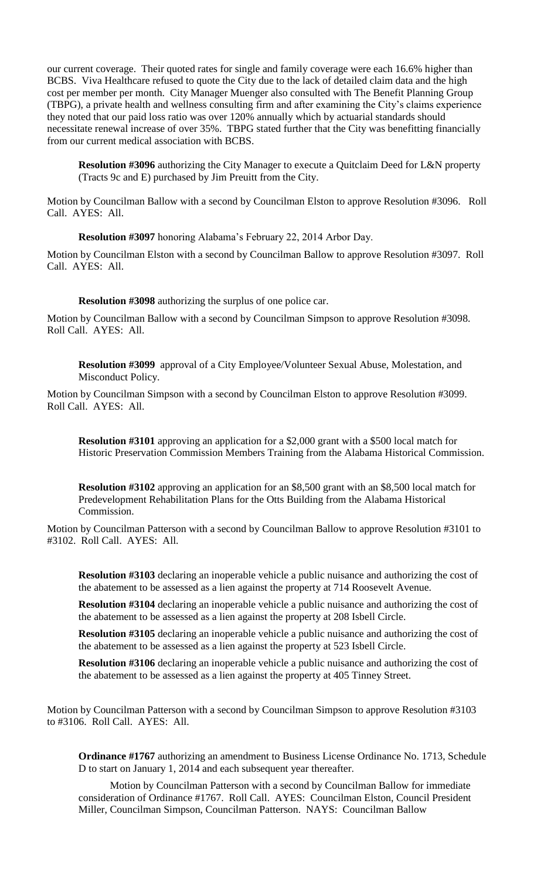our current coverage. Their quoted rates for single and family coverage were each 16.6% higher than BCBS. Viva Healthcare refused to quote the City due to the lack of detailed claim data and the high cost per member per month. City Manager Muenger also consulted with The Benefit Planning Group (TBPG), a private health and wellness consulting firm and after examining the City's claims experience they noted that our paid loss ratio was over 120% annually which by actuarial standards should necessitate renewal increase of over 35%. TBPG stated further that the City was benefitting financially from our current medical association with BCBS.

**Resolution #3096** authorizing the City Manager to execute a Quitclaim Deed for L&N property (Tracts 9c and E) purchased by Jim Preuitt from the City.

Motion by Councilman Ballow with a second by Councilman Elston to approve Resolution #3096. Roll Call. AYES: All.

**Resolution #3097** honoring Alabama's February 22, 2014 Arbor Day.

Motion by Councilman Elston with a second by Councilman Ballow to approve Resolution #3097. Roll Call. AYES: All.

**Resolution #3098** authorizing the surplus of one police car.

Motion by Councilman Ballow with a second by Councilman Simpson to approve Resolution #3098. Roll Call. AYES: All.

**Resolution #3099** approval of a City Employee/Volunteer Sexual Abuse, Molestation, and Misconduct Policy.

Motion by Councilman Simpson with a second by Councilman Elston to approve Resolution #3099. Roll Call. AYES: All.

**Resolution #3101** approving an application for a $2,000 grant with a $500 local match for Historic Preservation Commission Members Training from the Alabama Historical Commission.

**Resolution #3102** approving an application for an $8,500 grant with an $8,500 local match for Predevelopment Rehabilitation Plans for the Otts Building from the Alabama Historical Commission.

Motion by Councilman Patterson with a second by Councilman Ballow to approve Resolution #3101 to #3102. Roll Call. AYES: All.

**Resolution #3103** declaring an inoperable vehicle a public nuisance and authorizing the cost of the abatement to be assessed as a lien against the property at 714 Roosevelt Avenue.

**Resolution #3104** declaring an inoperable vehicle a public nuisance and authorizing the cost of the abatement to be assessed as a lien against the property at 208 Isbell Circle.

**Resolution #3105** declaring an inoperable vehicle a public nuisance and authorizing the cost of the abatement to be assessed as a lien against the property at 523 Isbell Circle.

**Resolution #3106** declaring an inoperable vehicle a public nuisance and authorizing the cost of the abatement to be assessed as a lien against the property at 405 Tinney Street.

Motion by Councilman Patterson with a second by Councilman Simpson to approve Resolution #3103 to #3106. Roll Call. AYES: All.

**Ordinance #1767** authorizing an amendment to Business License Ordinance No. 1713, Schedule D to start on January 1, 2014 and each subsequent year thereafter.

Motion by Councilman Patterson with a second by Councilman Ballow for immediate consideration of Ordinance #1767. Roll Call. AYES: Councilman Elston, Council President Miller, Councilman Simpson, Councilman Patterson. NAYS: Councilman Ballow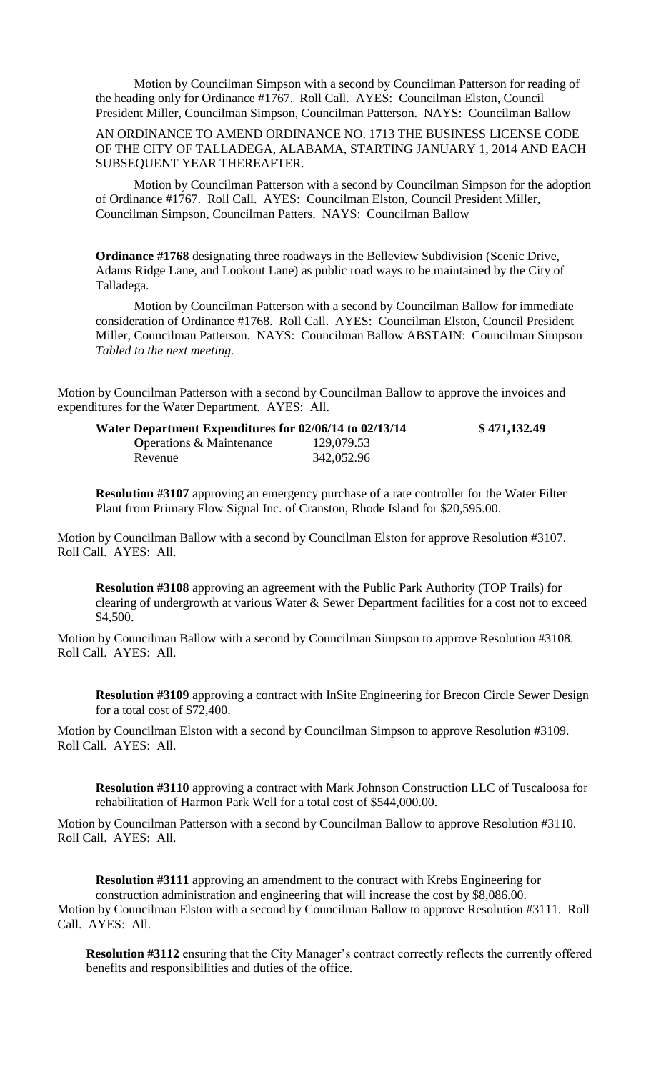Motion by Councilman Simpson with a second by Councilman Patterson for reading of the heading only for Ordinance #1767. Roll Call. AYES: Councilman Elston, Council President Miller, Councilman Simpson, Councilman Patterson. NAYS: Councilman Ballow

AN ORDINANCE TO AMEND ORDINANCE NO. 1713 THE BUSINESS LICENSE CODE OF THE CITY OF TALLADEGA, ALABAMA, STARTING JANUARY 1, 2014 AND EACH SUBSEQUENT YEAR THEREAFTER.

Motion by Councilman Patterson with a second by Councilman Simpson for the adoption of Ordinance #1767. Roll Call. AYES: Councilman Elston, Council President Miller, Councilman Simpson, Councilman Patters. NAYS: Councilman Ballow

**Ordinance #1768** designating three roadways in the Belleview Subdivision (Scenic Drive, Adams Ridge Lane, and Lookout Lane) as public road ways to be maintained by the City of Talladega.

Motion by Councilman Patterson with a second by Councilman Ballow for immediate consideration of Ordinance #1768. Roll Call. AYES: Councilman Elston, Council President Miller, Councilman Patterson. NAYS: Councilman Ballow ABSTAIN: Councilman Simpson
*Tabled to the next meeting.*

Motion by Councilman Patterson with a second by Councilman Ballow to approve the invoices and expenditures for the Water Department. AYES: All.

| **Water Department Expenditures for 02/06/14 to 02/13/14** | | **$ 471,132.49** |
|---|---|---|
| **O**perations & Maintenance | 129,079.53 | |
| Revenue | 342,052.96 | |

**Resolution #3107** approving an emergency purchase of a rate controller for the Water Filter Plant from Primary Flow Signal Inc. of Cranston, Rhode Island for $20,595.00.

Motion by Councilman Ballow with a second by Councilman Elston for approve Resolution #3107. Roll Call. AYES: All.

**Resolution #3108** approving an agreement with the Public Park Authority (TOP Trails) for clearing of undergrowth at various Water & Sewer Department facilities for a cost not to exceed $4,500.

Motion by Councilman Ballow with a second by Councilman Simpson to approve Resolution #3108. Roll Call. AYES: All.

**Resolution #3109** approving a contract with InSite Engineering for Brecon Circle Sewer Design for a total cost of $72,400.

Motion by Councilman Elston with a second by Councilman Simpson to approve Resolution #3109. Roll Call. AYES: All.

**Resolution #3110** approving a contract with Mark Johnson Construction LLC of Tuscaloosa for rehabilitation of Harmon Park Well for a total cost of $544,000.00.

Motion by Councilman Patterson with a second by Councilman Ballow to approve Resolution #3110. Roll Call. AYES: All.

**Resolution #3111** approving an amendment to the contract with Krebs Engineering for construction administration and engineering that will increase the cost by $8,086.00.

Motion by Councilman Elston with a second by Councilman Ballow to approve Resolution #3111. Roll Call. AYES: All.

**Resolution #3112** ensuring that the City Manager's contract correctly reflects the currently offered benefits and responsibilities and duties of the office.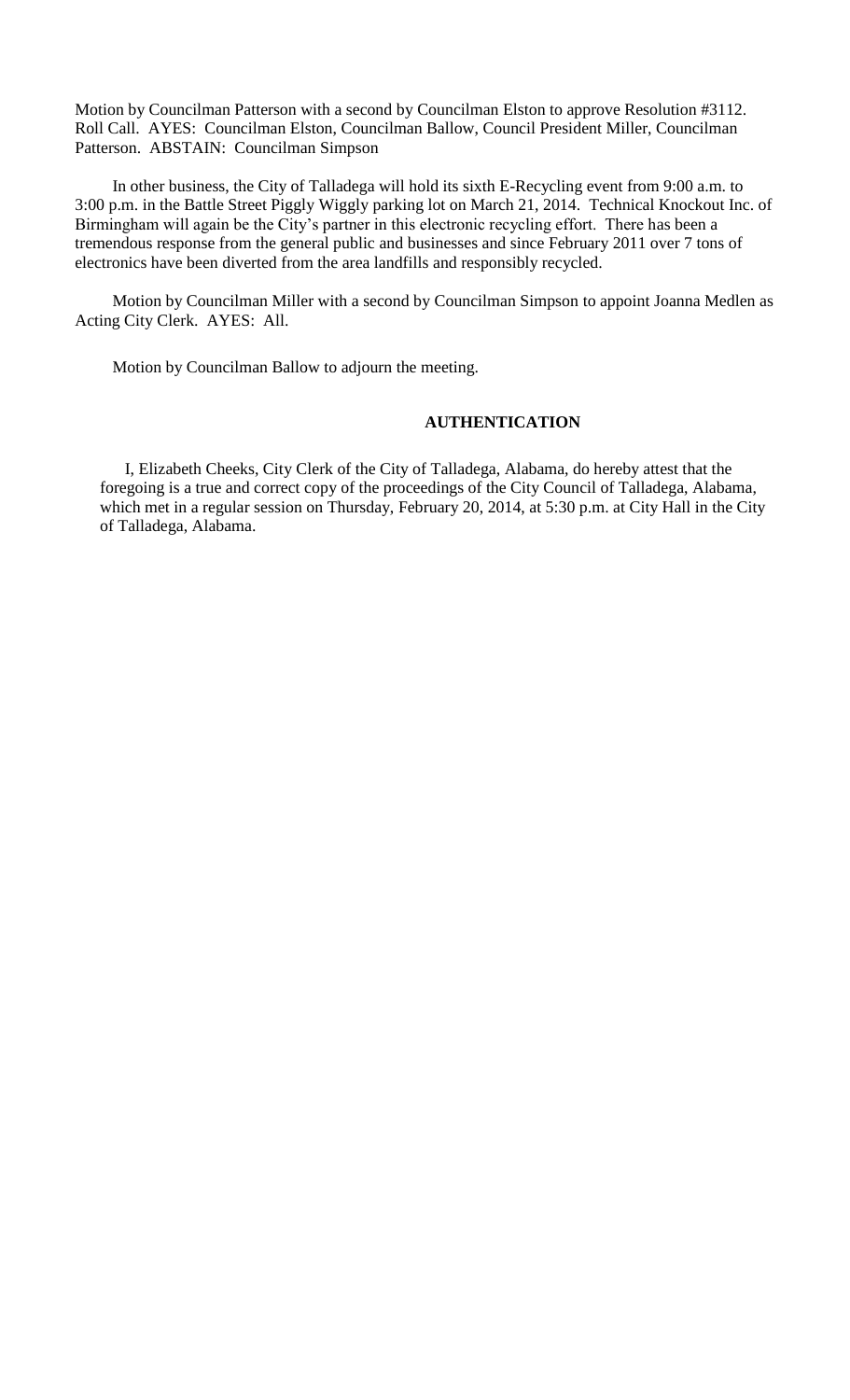Motion by Councilman Patterson with a second by Councilman Elston to approve Resolution #3112. Roll Call. AYES: Councilman Elston, Councilman Ballow, Council President Miller, Councilman Patterson. ABSTAIN: Councilman Simpson

In other business, the City of Talladega will hold its sixth E-Recycling event from 9:00 a.m. to 3:00 p.m. in the Battle Street Piggly Wiggly parking lot on March 21, 2014. Technical Knockout Inc. of Birmingham will again be the City's partner in this electronic recycling effort. There has been a tremendous response from the general public and businesses and since February 2011 over 7 tons of electronics have been diverted from the area landfills and responsibly recycled.

Motion by Councilman Miller with a second by Councilman Simpson to appoint Joanna Medlen as Acting City Clerk. AYES: All.

Motion by Councilman Ballow to adjourn the meeting.

**AUTHENTICATION**

I, Elizabeth Cheeks, City Clerk of the City of Talladega, Alabama, do hereby attest that the foregoing is a true and correct copy of the proceedings of the City Council of Talladega, Alabama, which met in a regular session on Thursday, February 20, 2014, at 5:30 p.m. at City Hall in the City of Talladega, Alabama.